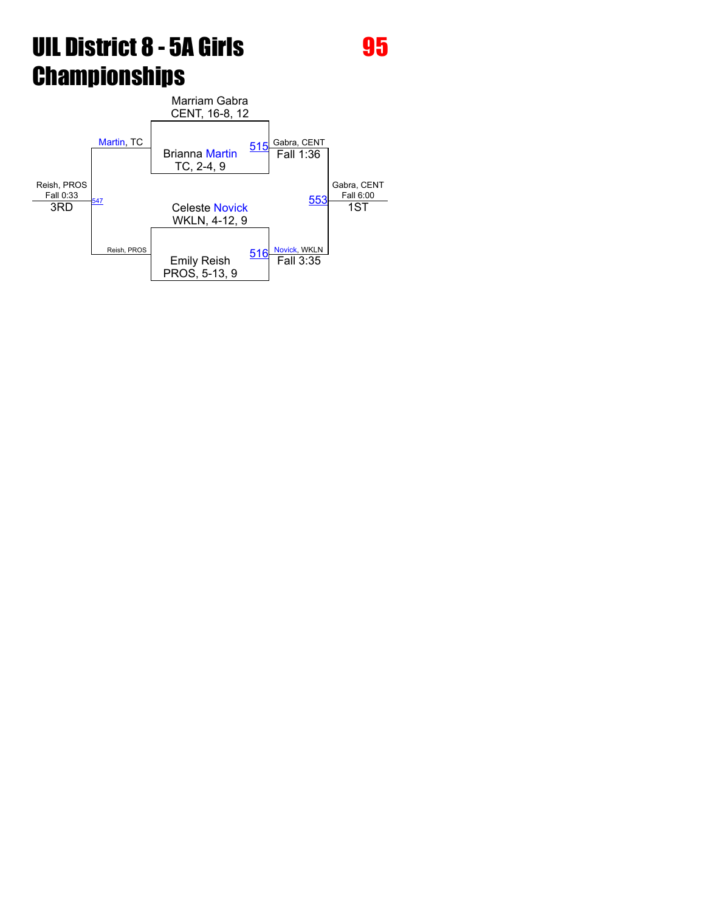# UIL District 8 - 5A Girls Championships

**95**

Marriam Gabra
CENT, 16-8, 12

Brianna Martin
TC, 2-4, 9

515 — Gabra, CENT — Fall 1:36

Celeste Novick
WKLN, 4-12, 9

Emily Reish
PROS, 5-13, 9

516 — Novick, WKLN — Fall 3:35

553 — Gabra, CENT — Fall 6:00 — 1ST

Martin, TC

Reish, PROS

547 — Reish, PROS — Fall 0:33 — 3RD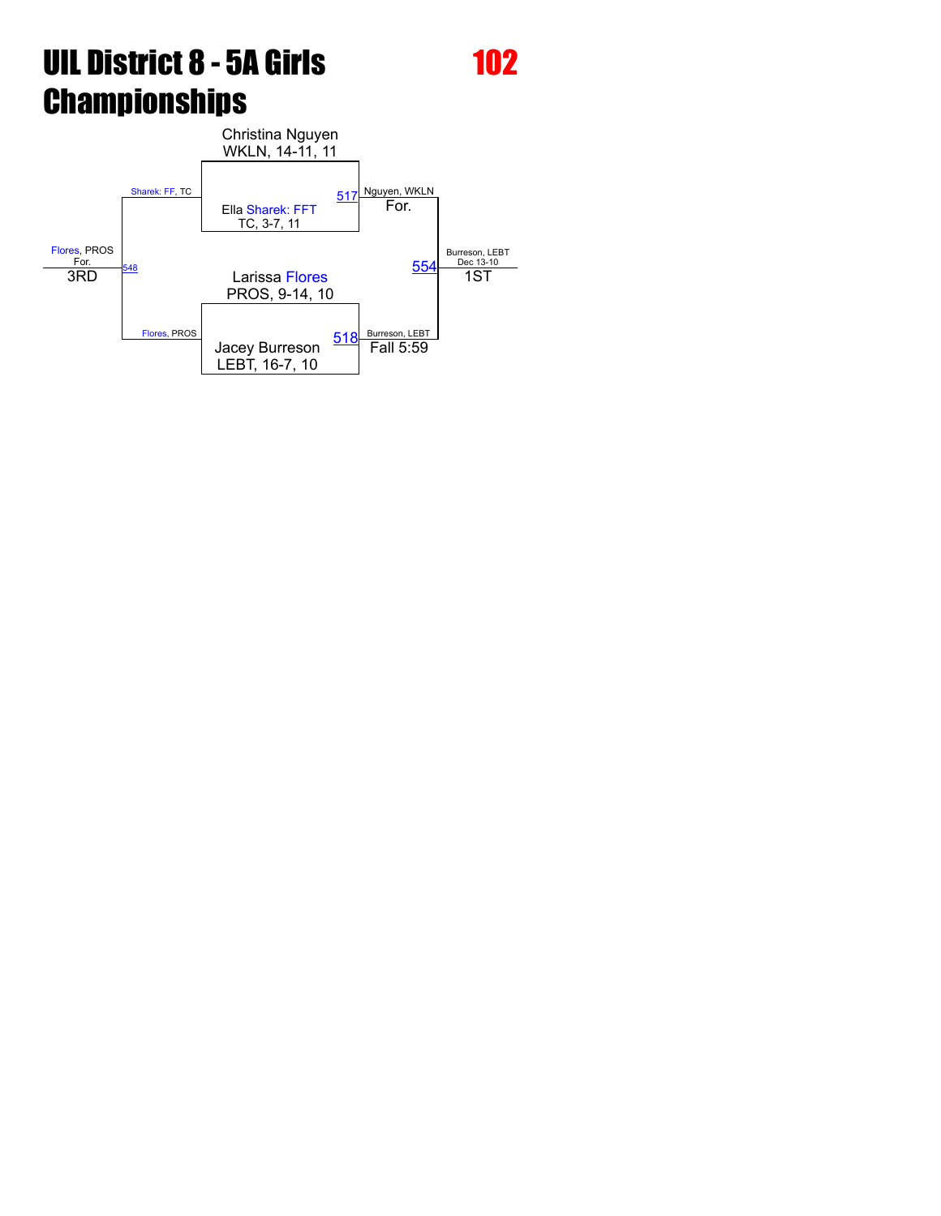# UIL District 8 - 5A Girls Championships

**102**

Christina Nguyen
WKLN, 14-11, 11

517 Nguyen, WKLN
For.

Ella Sharek: FFT
TC, 3-7, 11

Sharek: FF, TC

Flores, PROS
For.
548
3RD

Larissa Flores
PROS, 9-14, 10

554
Burreson, LEBT
Dec 13-10
1ST

Flores, PROS

Jacey Burreson
LEBT, 16-7, 10

518 Burreson, LEBT
Fall 5:59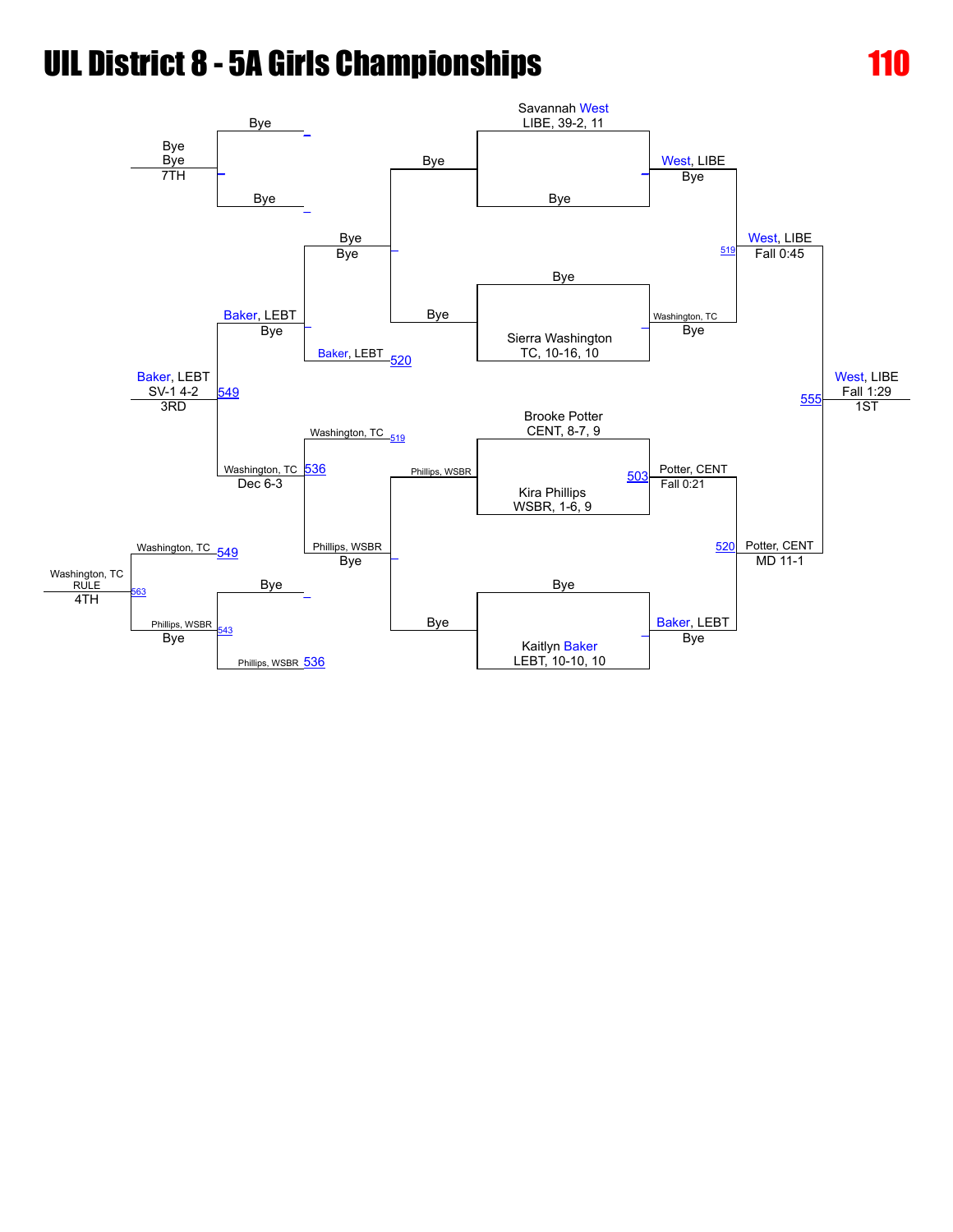# UIL District 8 - 5A Girls Championships

**110**

## Championship Bracket

**Quarterfinals / Semifinals**

- Savannah West, LIBE, 39-2, 11 vs Bye → West, LIBE (Bye)
- Bye vs Sierra Washington, TC, 10-16, 10 → Washington, TC (Bye)
- Brooke Potter, CENT, 8-7, 9 vs Kira Phillips, WSBR, 1-6, 9 → Potter, CENT (Fall 0:21) [503]
- Bye vs Kaitlyn Baker, LEBT, 10-10, 10 → Baker, LEBT (Bye)

**Semifinals**

- West, LIBE vs Washington, TC → West, LIBE (Fall 0:45) [519]
- Potter, CENT vs Baker, LEBT → Potter, CENT (MD 11-1) [520]

**Final**

- West, LIBE vs Potter, CENT → **West, LIBE** (Fall 1:29) [555] — **1ST**

## Consolation Bracket

- Bye / Bye → Bye (Bye)
- Bye / Bye → Bye (Bye) — 7TH
- Bye vs Baker, LEBT [520] → Baker, LEBT (Bye)
- Washington, TC [519] vs Phillips, WSBR → Washington, TC (Dec 6-3) [536]
- Phillips, WSBR vs Bye → Phillips, WSBR (Bye)
- Bye vs Phillips, WSBR [536] → Phillips, WSBR (Bye) [543]
- Baker, LEBT vs Washington, TC → **Baker, LEBT** (SV-1 4-2) [549] — **3RD**
- Washington, TC [549] vs Phillips, WSBR [543] → **Washington, TC** (RULE) [563] — **4TH**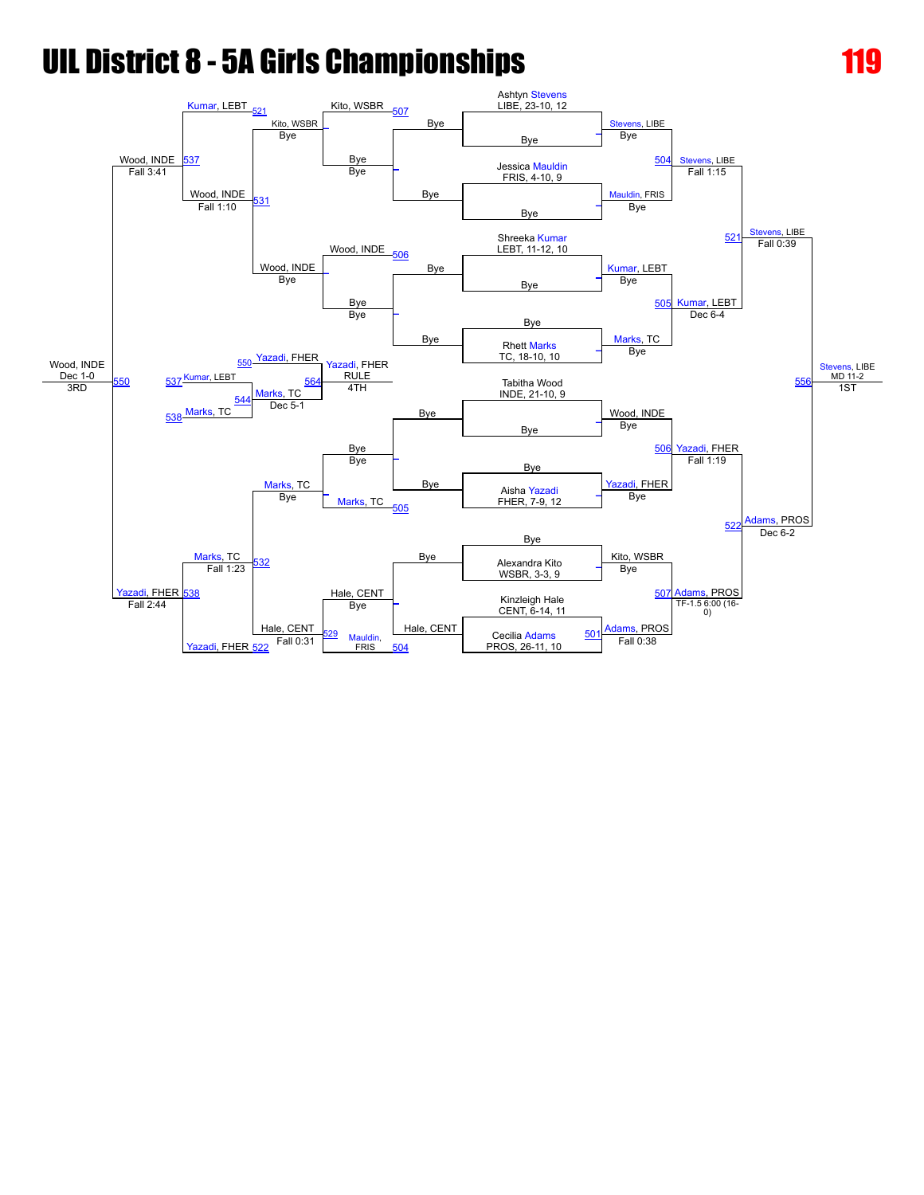# UIL District 8 - 5A Girls Championships

## 119

### Championship Bracket – First Round

| Wrestler | Result |
| --- | --- |
| Ashtyn Stevens, LIBE, 23-10, 12 | Bye |
| Jessica Mauldin, FRIS, 4-10, 9 | Bye |
| Shreeka Kumar, LEBT, 11-12, 10 | Bye |
| Rhett Marks, TC, 18-10, 10 | Bye |
| Tabitha Wood, INDE, 21-10, 9 | Bye |
| Aisha Yazadi, FHER, 7-9, 12 | Bye |
| Alexandra Kito, WSBR, 3-3, 9 | Bye |
| Kinzleigh Hale, CENT, 6-14, 11 vs. Cecilia Adams, PROS, 26-11, 10 | Adams, PROS (501) Fall 0:38 |

### Championship Quarterfinals

- 504 Stevens, LIBE over Mauldin, FRIS – Fall 1:15
- 505 Kumar, LEBT over Marks, TC – Dec 6-4
- 506 Yazadi, FHER over Wood, INDE – Fall 1:19
- 507 Adams, PROS over Kito, WSBR – TF-1.5 6:00 (16-0)

### Championship Semifinals

- 521 Stevens, LIBE over Kumar, LEBT – Fall 0:39
- 522 Adams, PROS over Yazadi, FHER – Dec 6-2

### Championship Final

- 556 Stevens, LIBE over Adams, PROS – MD 11-2 – **1ST**

### Consolation Bracket

- 504 Mauldin, FRIS (bye) / Hale, CENT; 529 Hale, CENT over Mauldin, FRIS – Fall 0:31
- 505 Marks, TC; Bye
- 506 Wood, INDE; Bye
- 507 Kito, WSBR; Bye
- 531 Wood, INDE over Kito, WSBR – Fall 1:10
- 532 Marks, TC over Hale, CENT – Fall 1:23
- 537 Wood, INDE over Kumar, LEBT – Fall 3:41
- 538 Yazadi, FHER over Marks, TC – Fall 2:44
- 550 Wood, INDE over Yazadi, FHER – Dec 1-0 – **3RD**
- 544 Marks, TC over Kumar, LEBT – Dec 5-1
- 564 Yazadi, FHER over Marks, TC – RULE – **4TH**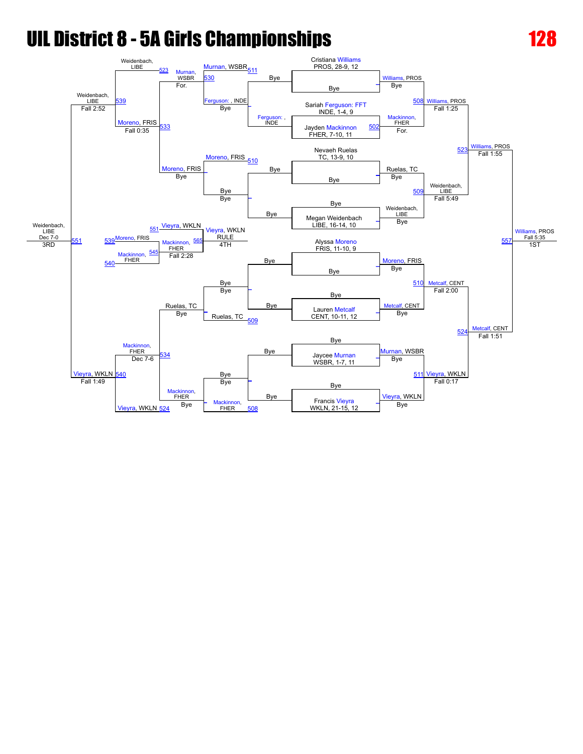# UIL District 8 - 5A Girls Championships

**128**

## Championship Bracket

### Seeds / First Round

| Wrestler | Round 1 | Quarterfinals |
| --- | --- | --- |
| Cristiana Williams, PROS, 28-9, 12 | Bye | Williams, PROS — Bye |
| Sariah Ferguson: FFT, INDE, 1-4, 9 vs. Jayden Mackinnon, FHER, 7-10, 11 | Mackinnon, FHER — For. (502) | |
| Nevaeh Ruelas, TC, 13-9, 10 | Bye | Ruelas, TC — Bye |
| Megan Weidenbach, LIBE, 16-14, 10 | Bye | Weidenbach, LIBE — Bye |
| Alyssa Moreno, FRIS, 11-10, 9 | Bye | Moreno, FRIS — Bye |
| Lauren Metcalf, CENT, 10-11, 12 | Bye | Metcalf, CENT — Bye |
| Jaycee Murnan, WSBR, 1-7, 11 | Bye | Murnan, WSBR — Bye |
| Francis Vieyra, WKLN, 21-15, 12 | Bye | Vieyra, WKLN — Bye |

### Quarterfinals

- Williams, PROS over Mackinnon, FHER — Fall 1:25 (508)
- Weidenbach, LIBE over Ruelas, TC — Fall 5:49 (509)
- Metcalf, CENT over Moreno, FRIS — Fall 2:00 (510)
- Vieyra, WKLN over Murnan, WSBR — Fall 0:17 (511)

### Semifinals

- Williams, PROS over Weidenbach, LIBE — Fall 1:55 (523)
- Metcalf, CENT over Vieyra, WKLN — Fall 1:51 (524)

### Final

- Williams, PROS over Metcalf, CENT — Fall 5:35 (557) — **1ST**

## Consolation Bracket

### Consolation Round 1

- Ferguson: , INDE — Bye
- Ferguson: , INDE — Bye (511)
- Moreno, FRIS — Bye (510)
- Bye — Bye
- Bye — Bye
- Ruelas, TC — Bye (509)
- Bye — Bye
- Mackinnon, FHER — Bye (508)

### Consolation Round 2

- Murnan, WSBR over Ferguson: , INDE — For. (530)
- Moreno, FRIS — Bye
- Ruelas, TC — Bye
- Mackinnon, FHER — Bye

### Consolation Round 3

- Moreno, FRIS over Murnan, WSBR — Fall 0:35 (533)
- Mackinnon, FHER over Ruelas, TC — Dec 7-6 (534)

### Consolation Semifinals

- Weidenbach, LIBE over Moreno, FRIS — Fall 2:52 (539) (Weidenbach, LIBE from 523)
- Vieyra, WKLN over Mackinnon, FHER — Fall 1:49 (540) (Vieyra, WKLN from 524)

### 3rd Place

- Weidenbach, LIBE over Vieyra, WKLN — Dec 7-0 (551) — **3RD**

### 5th Place

- Moreno, FRIS (539) vs. Mackinnon, FHER (540) — Mackinnon, FHER, Fall 2:28 (545)

### 4th Place

- Vieyra, WKLN (551) vs. Mackinnon, FHER (565) — Vieyra, WKLN, RULE — **4TH**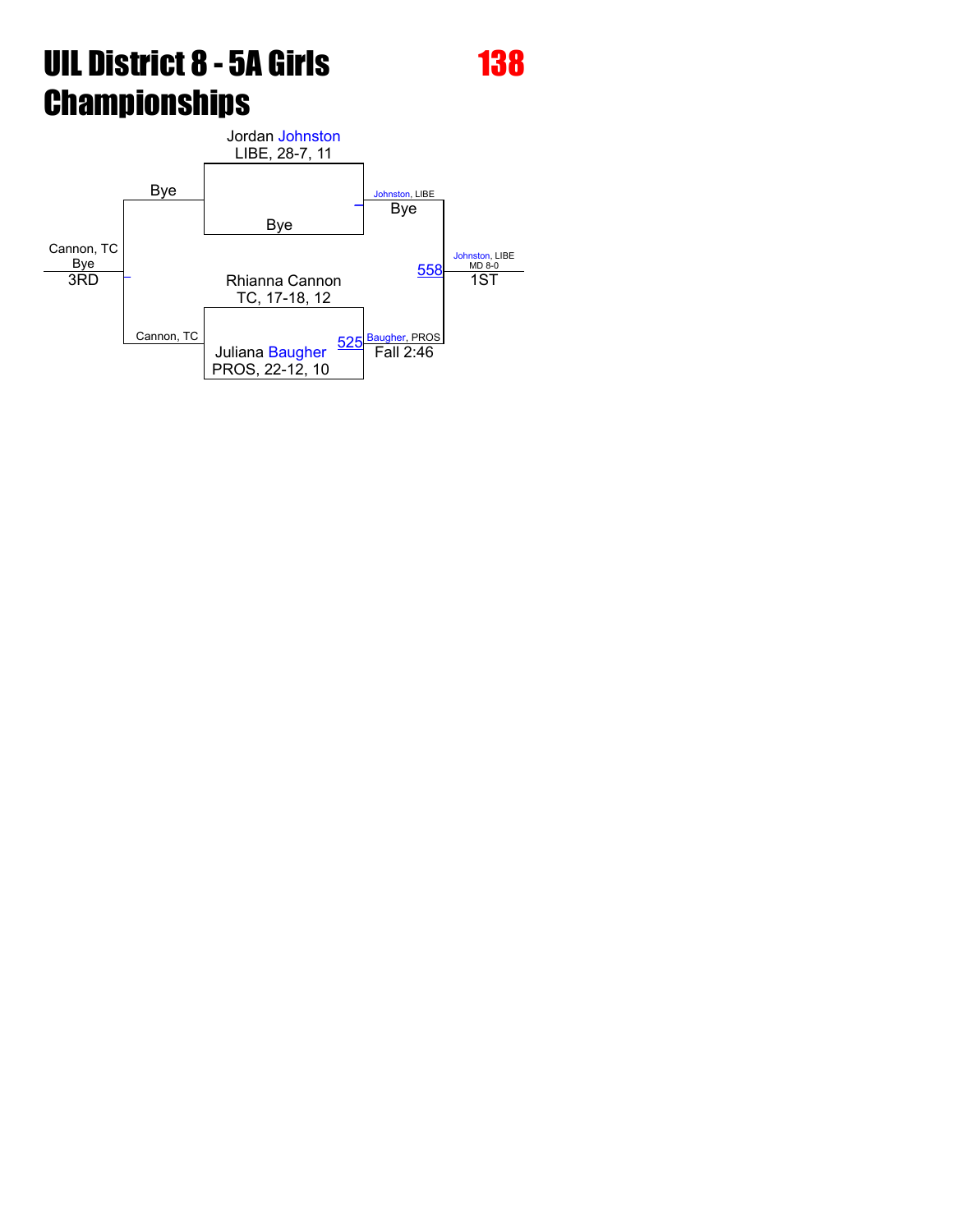# UIL District 8 - 5A Girls Championships

## 138

**Championship Bracket**

- Jordan Johnston, LIBE, 28-7, 11 vs. Bye → Johnston, LIBE (Bye)
- Rhianna Cannon, TC, 17-18, 12 vs. Juliana Baugher, PROS, 22-12, 10 → Baugher, PROS (Fall 2:46) — Match 525
- Final (Match 558): Johnston, LIBE def. Baugher, PROS (MD 8-0) — **1ST**: Johnston, LIBE

**3rd Place Bracket**

- Bye vs. Cannon, TC → Cannon, TC (Bye) — **3RD**: Cannon, TC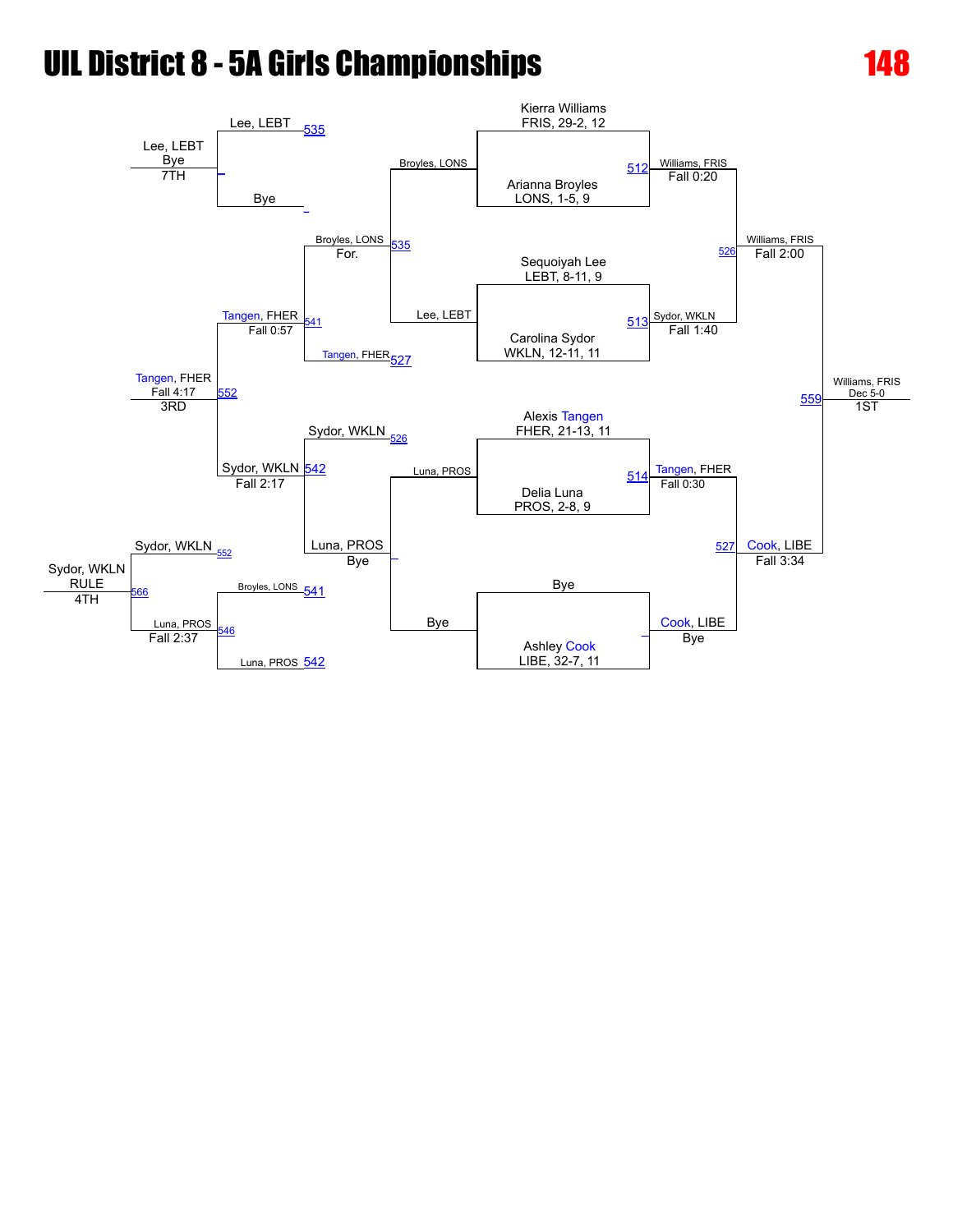# UIL District 8 - 5A Girls Championships

## 148

**Championship Bracket**

Round 1:
- Kierra Williams, FRIS, 29-2, 12 vs. Arianna Broyles, LONS, 1-5, 9 — Match 512: Williams, FRIS, Fall 0:20
- Sequoiyah Lee, LEBT, 8-11, 9 vs. Carolina Sydor, WKLN, 12-11, 11 — Match 513: Sydor, WKLN, Fall 1:40
- Alexis Tangen, FHER, 21-13, 11 vs. Delia Luna, PROS, 2-8, 9 — Match 514: Tangen, FHER, Fall 0:30
- Bye vs. Ashley Cook, LIBE, 32-7, 11 — Cook, LIBE, Bye

Semifinals:
- Match 526: Williams, FRIS, Fall 2:00
- Match 527: Cook, LIBE, Fall 3:34

Final:
- Match 559: Williams, FRIS, Dec 5-0 — 1ST

**Consolation Bracket**

- Broyles, LONS vs. Lee, LEBT — Match 535: Broyles, LONS, For.
- Luna, PROS vs. Bye — Luna, PROS, Bye
- Broyles, LONS vs. Tangen, FHER (527) — Match 541: Tangen, FHER, Fall 0:57
- Sydor, WKLN (526) vs. Luna, PROS — Match 542: Sydor, WKLN, Fall 2:17
- Match 552: Tangen, FHER, Fall 4:17 — 3RD

7th Place:
- Lee, LEBT vs. Bye — Lee, LEBT, Bye — 7TH

5th Place:
- Broyles, LONS (541) vs. Luna, PROS (542) — Match 546: Luna, PROS, Fall 2:37

4th Place:
- Sydor, WKLN (552) vs. Luna, PROS — Match 566: Sydor, WKLN, RULE — 4TH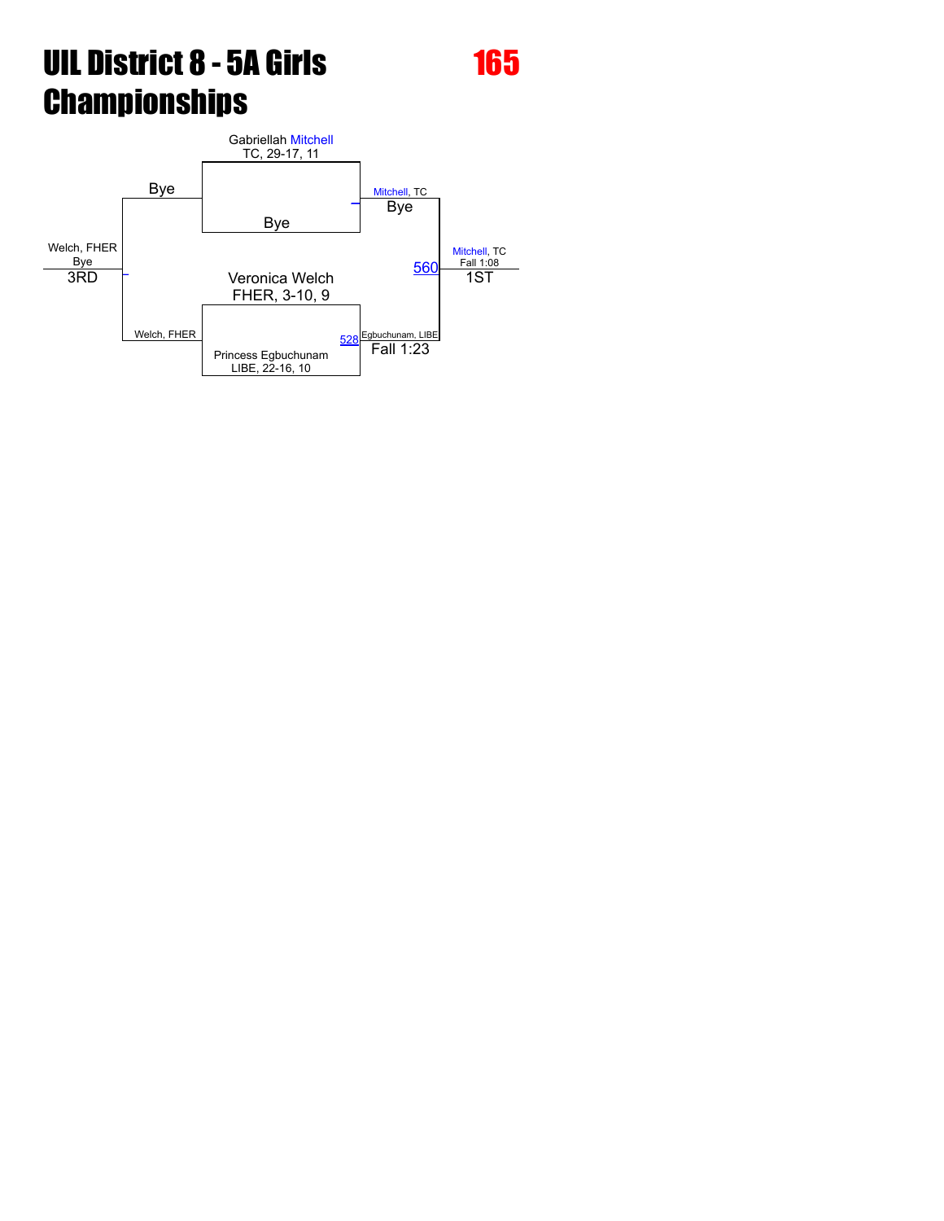# UIL District 8 - 5A Girls Championships

## 165

Gabriellah Mitchell
TC, 29-17, 11

Bye

Veronica Welch
FHER, 3-10, 9

Princess Egbuchunam
LIBE, 22-16, 10

Mitchell, TC
Bye

528

Egbuchunam, LIBE
Fall 1:23

560

Mitchell, TC
Fall 1:08
1ST

Bye

Welch, FHER

Welch, FHER
Bye
3RD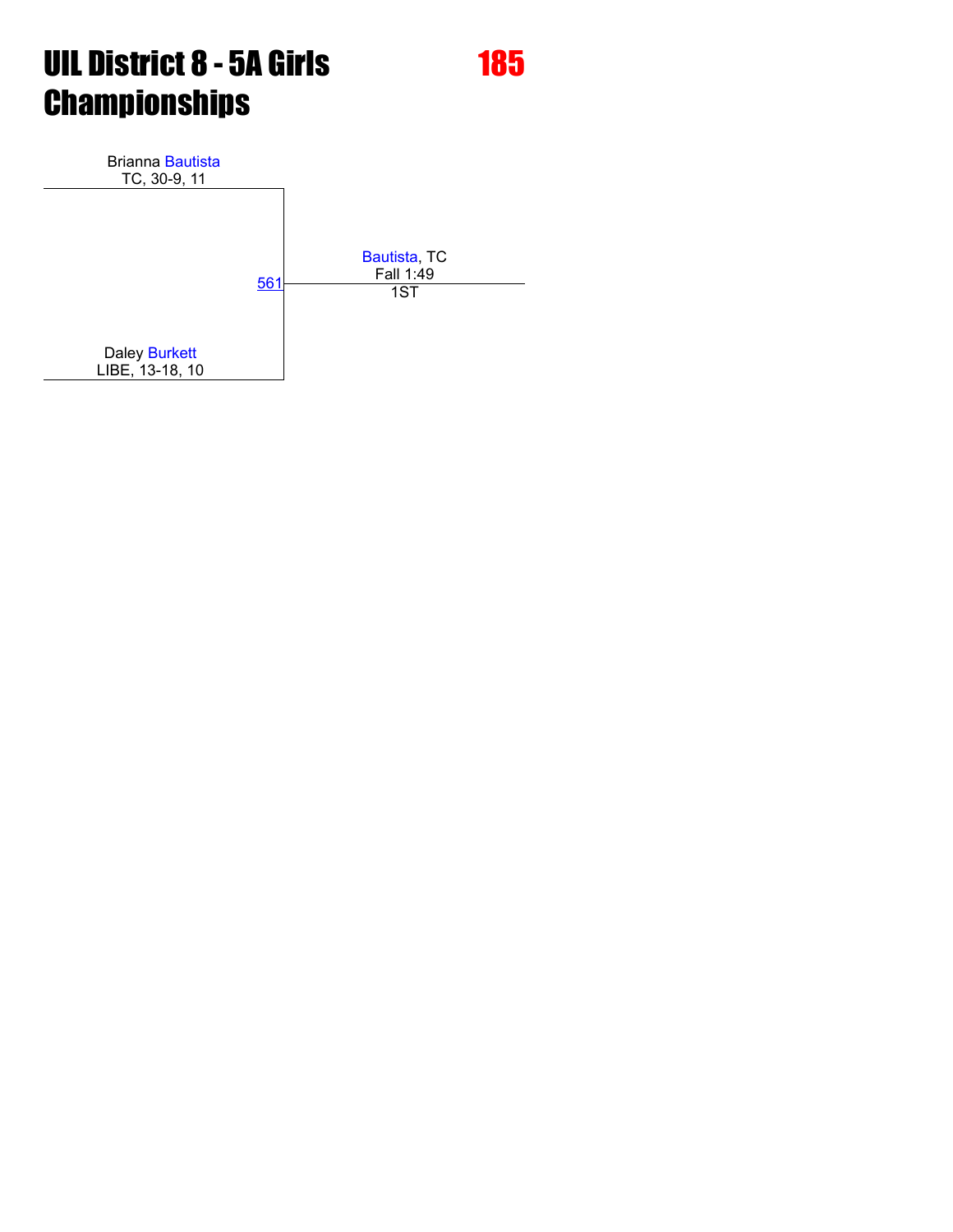# UIL District 8 - 5A Girls Championships

## 185

Brianna Bautista
TC, 30-9, 11

561

Bautista, TC
Fall 1:49
1ST

Daley Burkett
LIBE, 13-18, 10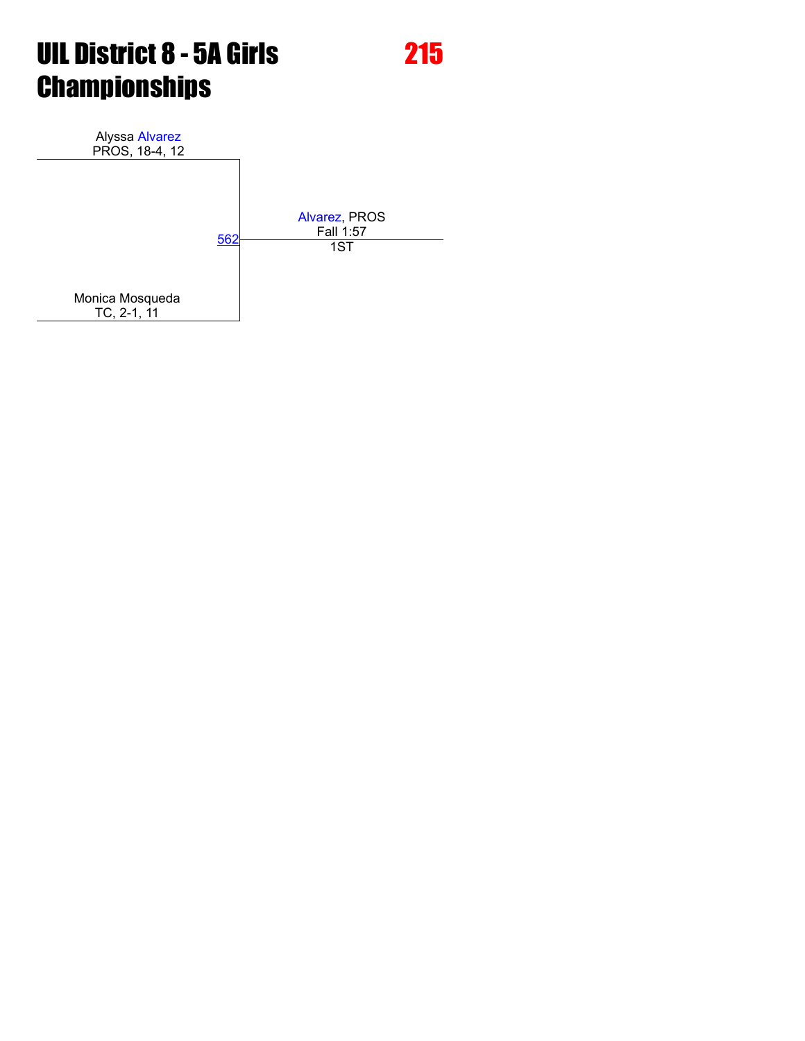# UIL District 8 - 5A Girls Championships

215

Alyssa Alvarez
PROS, 18-4, 12

562

Alvarez, PROS
Fall 1:57
1ST

Monica Mosqueda
TC, 2-1, 11